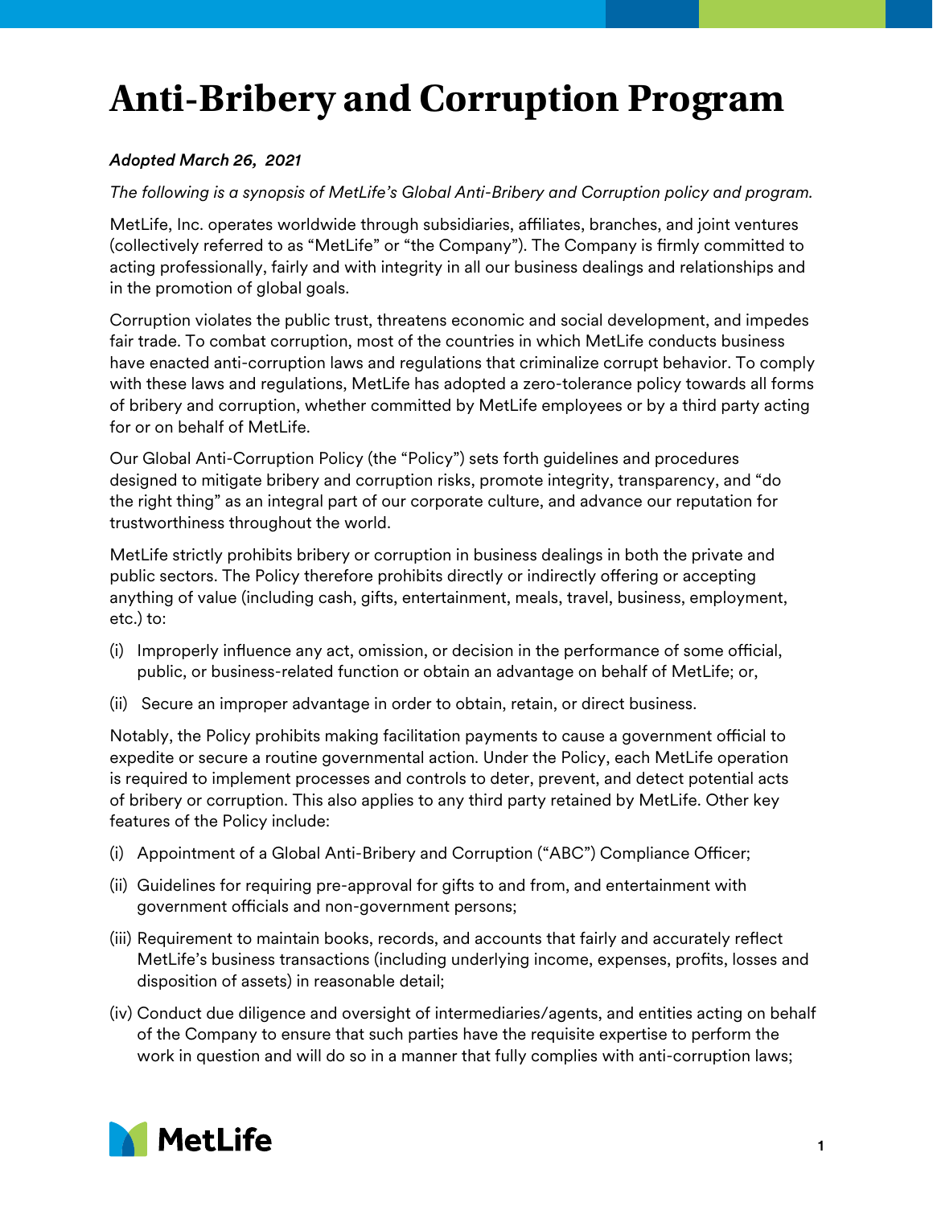# Anti-Bribery and Corruption Program

*Adopted March 26, 2021*

*The following is a synopsis of MetLife's Global Anti-Bribery and Corruption policy and program.*

MetLife, Inc. operates worldwide through subsidiaries, affiliates, branches, and joint ventures (collectively referred to as "MetLife" or "the Company"). The Company is firmly committed to acting professionally, fairly and with integrity in all our business dealings and relationships and in the promotion of global goals.

Corruption violates the public trust, threatens economic and social development, and impedes fair trade. To combat corruption, most of the countries in which MetLife conducts business have enacted anti-corruption laws and regulations that criminalize corrupt behavior. To comply with these laws and regulations, MetLife has adopted a zero-tolerance policy towards all forms of bribery and corruption, whether committed by MetLife employees or by a third party acting for or on behalf of MetLife.

Our Global Anti-Corruption Policy (the "Policy") sets forth guidelines and procedures designed to mitigate bribery and corruption risks, promote integrity, transparency, and "do the right thing" as an integral part of our corporate culture, and advance our reputation for trustworthiness throughout the world.

MetLife strictly prohibits bribery or corruption in business dealings in both the private and public sectors. The Policy therefore prohibits directly or indirectly offering or accepting anything of value (including cash, gifts, entertainment, meals, travel, business, employment, etc.) to:

(i) Improperly influence any act, omission, or decision in the performance of some official, public, or business-related function or obtain an advantage on behalf of MetLife; or,

(ii) Secure an improper advantage in order to obtain, retain, or direct business.

Notably, the Policy prohibits making facilitation payments to cause a government official to expedite or secure a routine governmental action. Under the Policy, each MetLife operation is required to implement processes and controls to deter, prevent, and detect potential acts of bribery or corruption. This also applies to any third party retained by MetLife. Other key features of the Policy include:

(i) Appointment of a Global Anti-Bribery and Corruption ("ABC") Compliance Officer;

(ii) Guidelines for requiring pre-approval for gifts to and from, and entertainment with government officials and non-government persons;

(iii) Requirement to maintain books, records, and accounts that fairly and accurately reflect MetLife's business transactions (including underlying income, expenses, profits, losses and disposition of assets) in reasonable detail;

(iv) Conduct due diligence and oversight of intermediaries/agents, and entities acting on behalf of the Company to ensure that such parties have the requisite expertise to perform the work in question and will do so in a manner that fully complies with anti-corruption laws;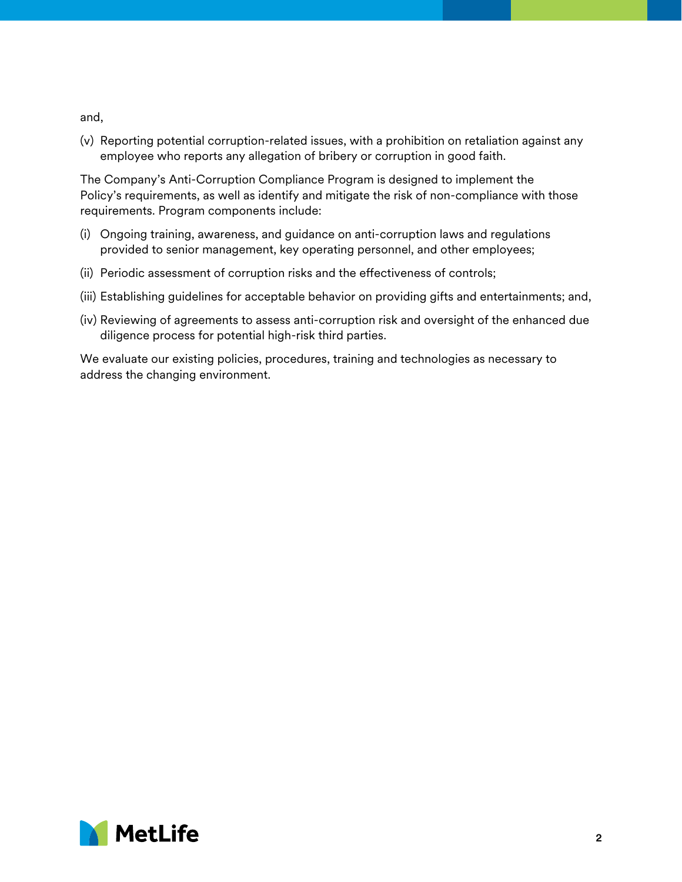and,

(v) Reporting potential corruption-related issues, with a prohibition on retaliation against any employee who reports any allegation of bribery or corruption in good faith.

The Company's Anti-Corruption Compliance Program is designed to implement the Policy's requirements, as well as identify and mitigate the risk of non-compliance with those requirements. Program components include:

(i) Ongoing training, awareness, and guidance on anti-corruption laws and regulations provided to senior management, key operating personnel, and other employees;

(ii) Periodic assessment of corruption risks and the effectiveness of controls;

(iii) Establishing guidelines for acceptable behavior on providing gifts and entertainments; and,

(iv) Reviewing of agreements to assess anti-corruption risk and oversight of the enhanced due diligence process for potential high-risk third parties.

We evaluate our existing policies, procedures, training and technologies as necessary to address the changing environment.